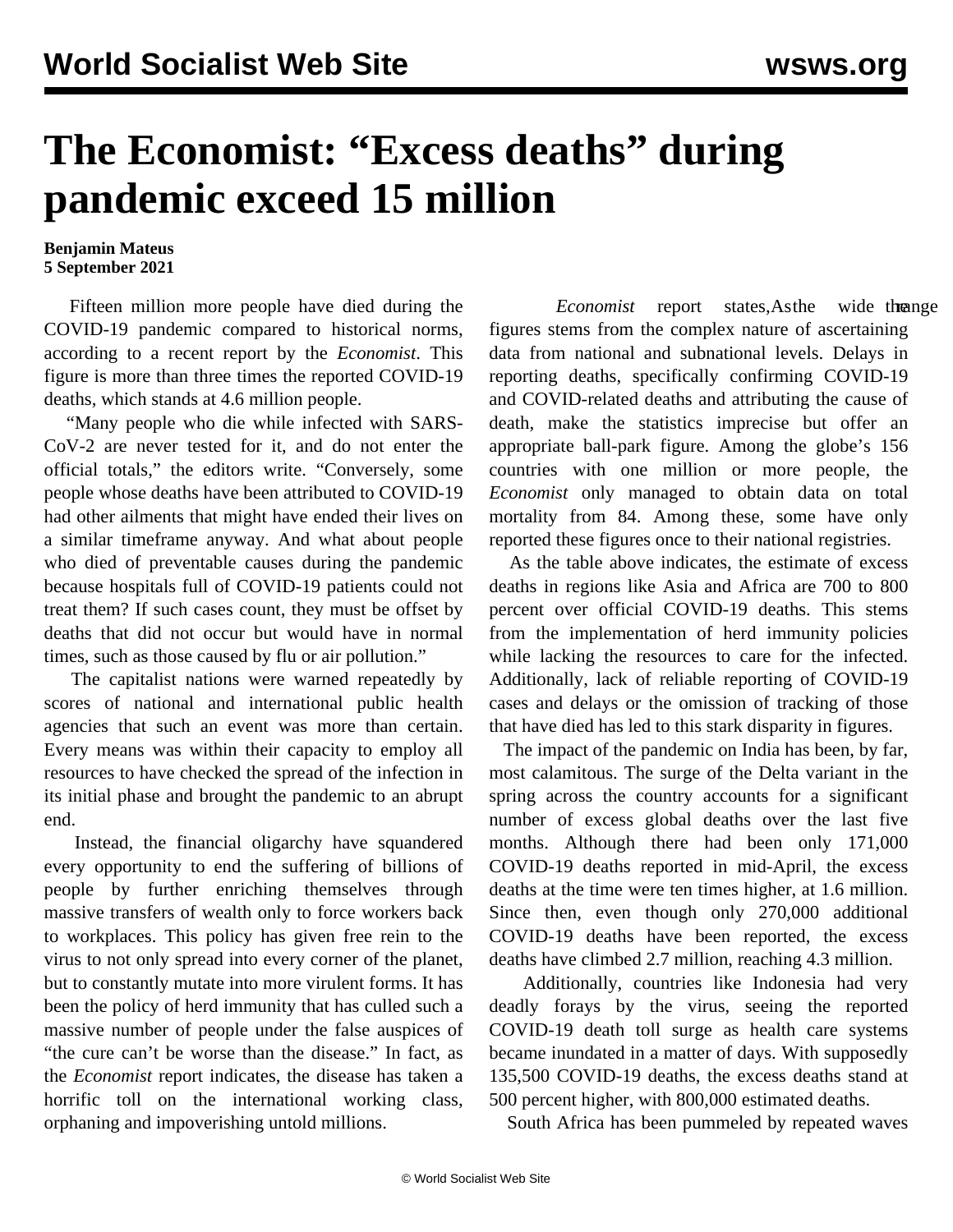# The Economist: "Excess deaths" during pandemic exceed 15 million

**Benjamin Mateus**
**5 September 2021**

Fifteen million more people have died during the COVID-19 pandemic compared to historical norms, according to a recent report by the *Economist*. This figure is more than three times the reported COVID-19 deaths, which stands at 4.6 million people.

"Many people who die while infected with SARS-CoV-2 are never tested for it, and do not enter the official totals," the editors write. "Conversely, some people whose deaths have been attributed to COVID-19 had other ailments that might have ended their lives on a similar timeframe anyway. And what about people who died of preventable causes during the pandemic because hospitals full of COVID-19 patients could not treat them? If such cases count, they must be offset by deaths that did not occur but would have in normal times, such as those caused by flu or air pollution."

The capitalist nations were warned repeatedly by scores of national and international public health agencies that such an event was more than certain. Every means was within their capacity to employ all resources to have checked the spread of the infection in its initial phase and brought the pandemic to an abrupt end.

Instead, the financial oligarchy have squandered every opportunity to end the suffering of billions of people by further enriching themselves through massive transfers of wealth only to force workers back to workplaces. This policy has given free rein to the virus to not only spread into every corner of the planet, but to constantly mutate into more virulent forms. It has been the policy of herd immunity that has culled such a massive number of people under the false auspices of "the cure can't be worse than the disease." In fact, as the *Economist* report indicates, the disease has taken a horrific toll on the international working class, orphaning and impoverishing untold millions.

As the *Economist* report states, the wide range in figures stems from the complex nature of ascertaining data from national and subnational levels. Delays in reporting deaths, specifically confirming COVID-19 and COVID-related deaths and attributing the cause of death, make the statistics imprecise but offer an appropriate ball-park figure. Among the globe's 156 countries with one million or more people, the *Economist* only managed to obtain data on total mortality from 84. Among these, some have only reported these figures once to their national registries.

As the table above indicates, the estimate of excess deaths in regions like Asia and Africa are 700 to 800 percent over official COVID-19 deaths. This stems from the implementation of herd immunity policies while lacking the resources to care for the infected. Additionally, lack of reliable reporting of COVID-19 cases and delays or the omission of tracking of those that have died has led to this stark disparity in figures.

The impact of the pandemic on India has been, by far, most calamitous. The surge of the Delta variant in the spring across the country accounts for a significant number of excess global deaths over the last five months. Although there had been only 171,000 COVID-19 deaths reported in mid-April, the excess deaths at the time were ten times higher, at 1.6 million. Since then, even though only 270,000 additional COVID-19 deaths have been reported, the excess deaths have climbed 2.7 million, reaching 4.3 million.

Additionally, countries like Indonesia had very deadly forays by the virus, seeing the reported COVID-19 death toll surge as health care systems became inundated in a matter of days. With supposedly 135,500 COVID-19 deaths, the excess deaths stand at 500 percent higher, with 800,000 estimated deaths.

South Africa has been pummeled by repeated waves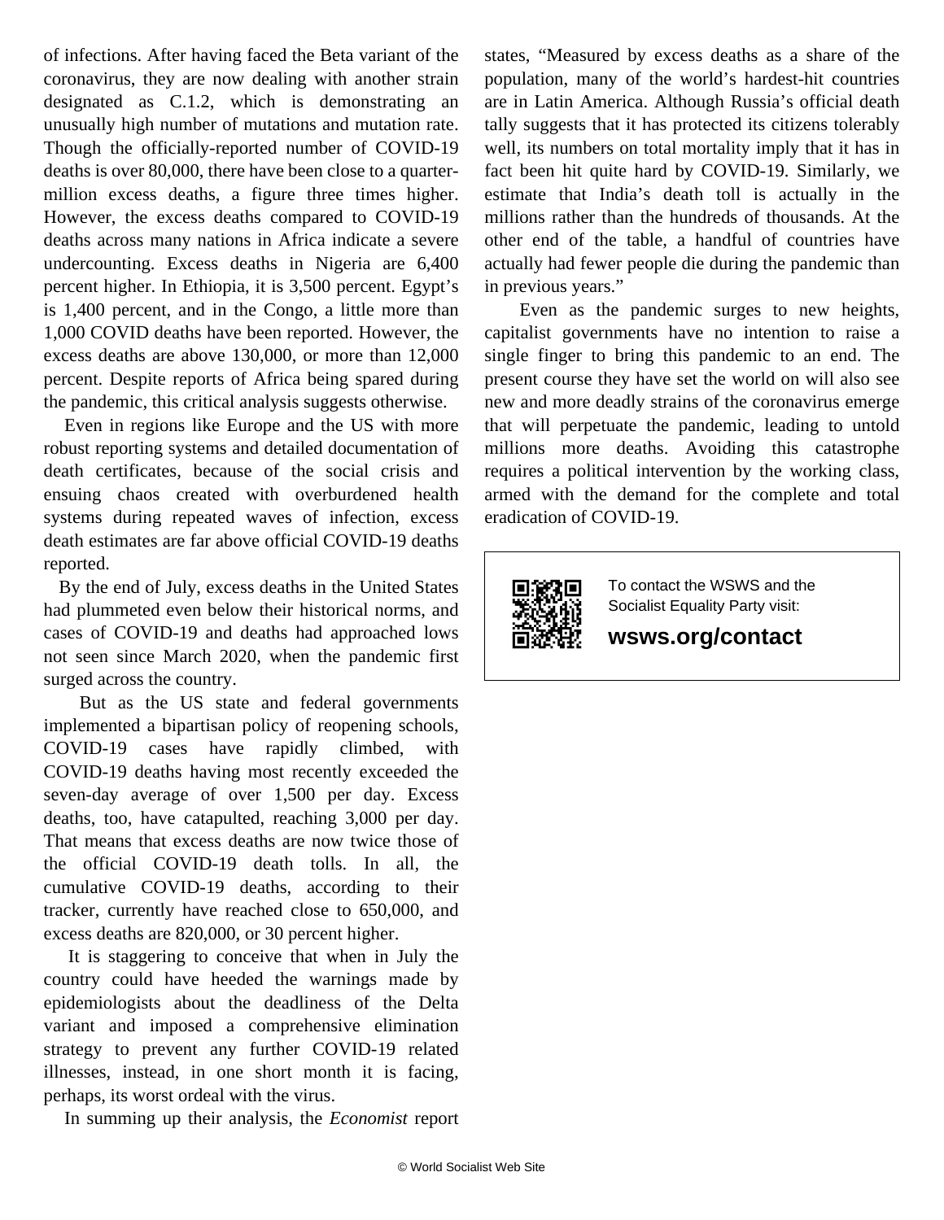of infections. After having faced the Beta variant of the coronavirus, they are now dealing with another strain designated as C.1.2, which is demonstrating an unusually high number of mutations and mutation rate. Though the officially-reported number of COVID-19 deaths is over 80,000, there have been close to a quarter-million excess deaths, a figure three times higher. However, the excess deaths compared to COVID-19 deaths across many nations in Africa indicate a severe undercounting. Excess deaths in Nigeria are 6,400 percent higher. In Ethiopia, it is 3,500 percent. Egypt's is 1,400 percent, and in the Congo, a little more than 1,000 COVID deaths have been reported. However, the excess deaths are above 130,000, or more than 12,000 percent. Despite reports of Africa being spared during the pandemic, this critical analysis suggests otherwise.

Even in regions like Europe and the US with more robust reporting systems and detailed documentation of death certificates, because of the social crisis and ensuing chaos created with overburdened health systems during repeated waves of infection, excess death estimates are far above official COVID-19 deaths reported.

By the end of July, excess deaths in the United States had plummeted even below their historical norms, and cases of COVID-19 and deaths had approached lows not seen since March 2020, when the pandemic first surged across the country.

But as the US state and federal governments implemented a bipartisan policy of reopening schools, COVID-19 cases have rapidly climbed, with COVID-19 deaths having most recently exceeded the seven-day average of over 1,500 per day. Excess deaths, too, have catapulted, reaching 3,000 per day. That means that excess deaths are now twice those of the official COVID-19 death tolls. In all, the cumulative COVID-19 deaths, according to their tracker, currently have reached close to 650,000, and excess deaths are 820,000, or 30 percent higher.

It is staggering to conceive that when in July the country could have heeded the warnings made by epidemiologists about the deadliness of the Delta variant and imposed a comprehensive elimination strategy to prevent any further COVID-19 related illnesses, instead, in one short month it is facing, perhaps, its worst ordeal with the virus.

In summing up their analysis, the *Economist* report states, "Measured by excess deaths as a share of the population, many of the world's hardest-hit countries are in Latin America. Although Russia's official death tally suggests that it has protected its citizens tolerably well, its numbers on total mortality imply that it has in fact been hit quite hard by COVID-19. Similarly, we estimate that India's death toll is actually in the millions rather than the hundreds of thousands. At the other end of the table, a handful of countries have actually had fewer people die during the pandemic than in previous years."

Even as the pandemic surges to new heights, capitalist governments have no intention to raise a single finger to bring this pandemic to an end. The present course they have set the world on will also see new and more deadly strains of the coronavirus emerge that will perpetuate the pandemic, leading to untold millions more deaths. Avoiding this catastrophe requires a political intervention by the working class, armed with the demand for the complete and total eradication of COVID-19.

To contact the WSWS and the Socialist Equality Party visit:

**wsws.org/contact**